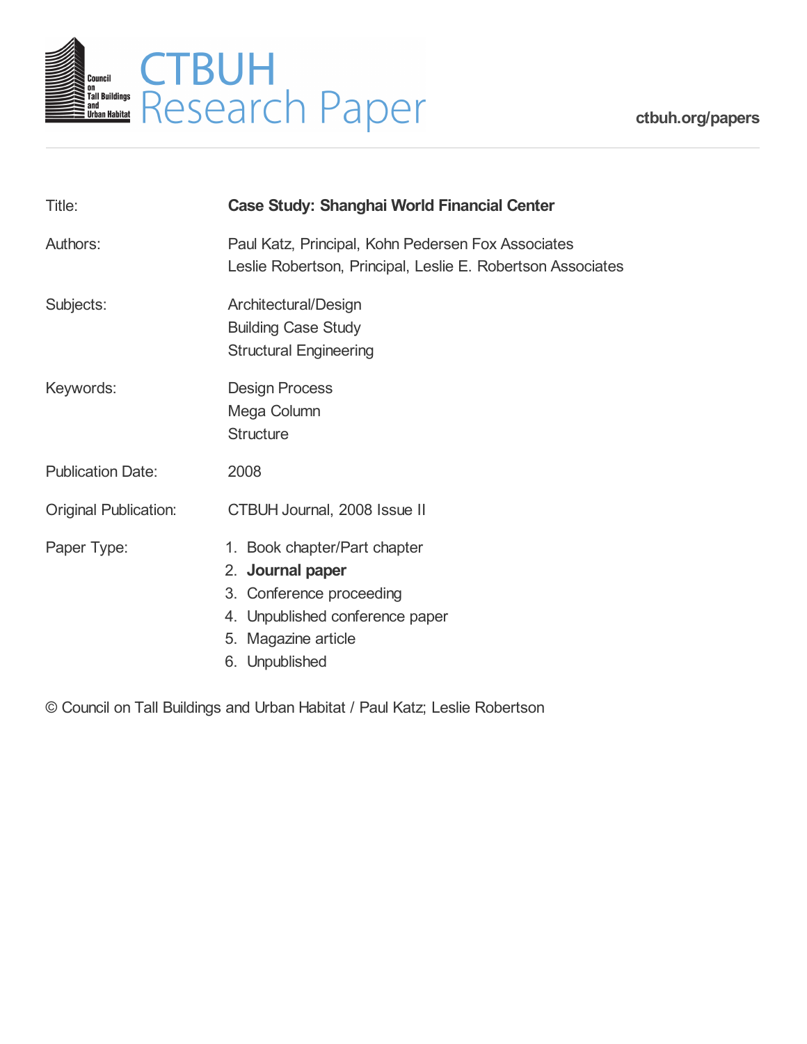# CTBUH Research Paper

ctbuh.org/papers

| | |
|---|---|
| Title: | **Case Study: Shanghai World Financial Center** |
| Authors: | Paul Katz, Principal, Kohn Pedersen Fox Associates<br>Leslie Robertson, Principal, Leslie E. Robertson Associates |
| Subjects: | Architectural/Design<br>Building Case Study<br>Structural Engineering |
| Keywords: | Design Process<br>Mega Column<br>Structure |
| Publication Date: | 2008 |
| Original Publication: | CTBUH Journal, 2008 Issue II |
| Paper Type: | 1. Book chapter/Part chapter<br>2. **Journal paper**<br>3. Conference proceeding<br>4. Unpublished conference paper<br>5. Magazine article<br>6. Unpublished |

© Council on Tall Buildings and Urban Habitat / Paul Katz; Leslie Robertson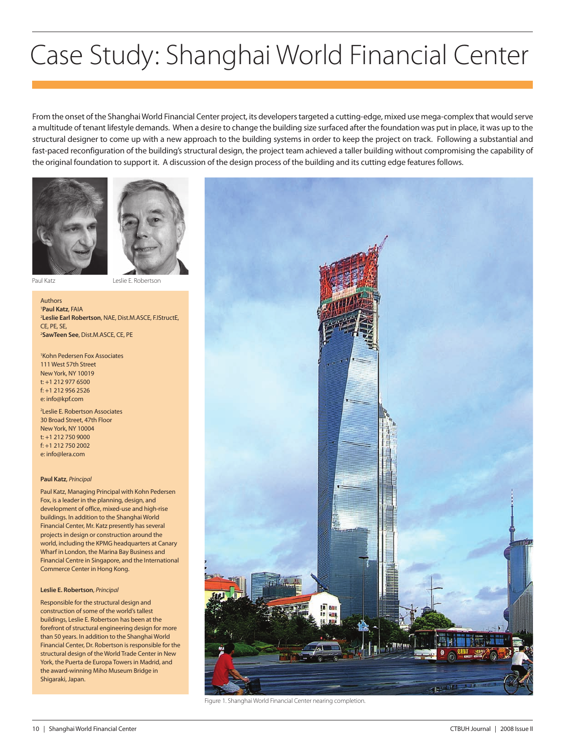# Case Study: Shanghai World Financial Center

From the onset of the Shanghai World Financial Center project, its developers targeted a cutting-edge, mixed use mega-complex that would serve a multitude of tenant lifestyle demands. When a desire to change the building size surfaced after the foundation was put in place, it was up to the structural designer to come up with a new approach to the building systems in order to keep the project on track. Following a substantial and fast-paced reconfiguration of the building's structural design, the project team achieved a taller building without compromising the capability of the original foundation to support it. A discussion of the design process of the building and its cutting edge features follows.

Paul Katz

Leslie E. Robertson

Authors
[1]**Paul Katz**, FAIA
[2]**Leslie Earl Robertson**, NAE, Dist.M.ASCE, F.IStructE, CE, PE, SE,
[2]**SawTeen See**, Dist.M.ASCE, CE, PE

[1]Kohn Pedersen Fox Associates
111 West 57th Street
New York, NY 10019
t: +1 212 977 6500
f: +1 212 956 2526
e: info@kpf.com

[2]Leslie E. Robertson Associates
30 Broad Street, 47th Floor
New York, NY 10004
t: +1 212 750 9000
f: +1 212 750 2002
e: info@lera.com

**Paul Katz**, *Principal*

Paul Katz, Managing Principal with Kohn Pedersen Fox, is a leader in the planning, design, and development of office, mixed-use and high-rise buildings. In addition to the Shanghai World Financial Center, Mr. Katz presently has several projects in design or construction around the world, including the KPMG headquarters at Canary Wharf in London, the Marina Bay Business and Financial Centre in Singapore, and the International Commerce Center in Hong Kong.

**Leslie E. Robertson**, *Principal*

Responsible for the structural design and construction of some of the world's tallest buildings, Leslie E. Robertson has been at the forefront of structural engineering design for more than 50 years. In addition to the Shanghai World Financial Center, Dr. Robertson is responsible for the structural design of the World Trade Center in New York, the Puerta de Europa Towers in Madrid, and the award-winning Miho Museum Bridge in Shigaraki, Japan.

Figure 1. Shanghai World Financial Center nearing completion.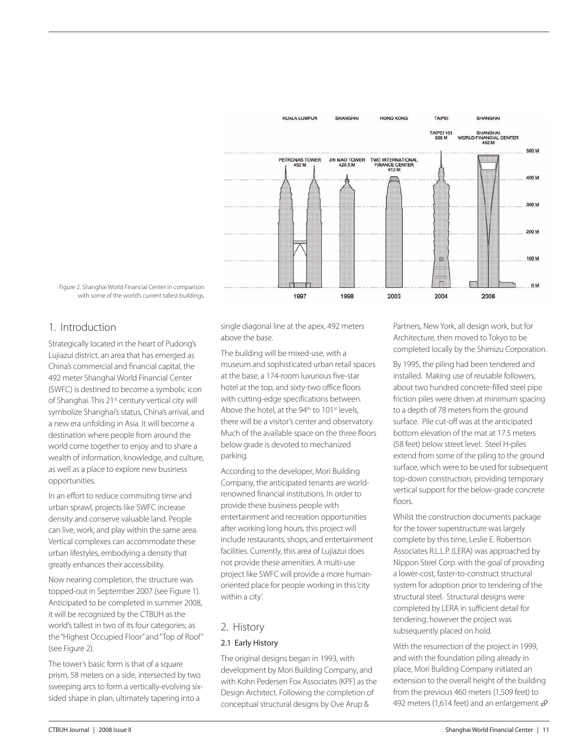Figure 2. Shanghai World Financial Center in comparison with some of the world's current tallest buildings.

## 1. Introduction

Strategically located in the heart of Pudong's Lujiazui district, an area that has emerged as China's commercial and financial capital, the 492 meter Shanghai World Financial Center (SWFC) is destined to become a symbolic icon of Shanghai. This 21st century vertical city will symbolize Shanghai's status, China's arrival, and a new era unfolding in Asia. It will become a destination where people from around the world come together to enjoy and to share a wealth of information, knowledge, and culture, as well as a place to explore new business opportunities.

In an effort to reduce commuting time and urban sprawl, projects like SWFC increase density and conserve valuable land. People can live, work, and play within the same area. Vertical complexes can accommodate these urban lifestyles, embodying a density that greatly enhances their accessibility.

Now nearing completion, the structure was topped-out in September 2007 (see Figure 1). Anticipated to be completed in summer 2008, it will be recognized by the CTBUH as the world's tallest in two of its four categories; as the "Highest Occupied Floor" and "Top of Roof" (see Figure 2).

The tower's basic form is that of a square prism, 58 meters on a side, intersected by two sweeping arcs to form a vertically-evolving six-sided shape in plan, ultimately tapering into a single diagonal line at the apex, 492 meters above the base.

The building will be mixed-use, with a museum and sophisticated urban retail spaces at the base, a 174-room luxurious five-star hotel at the top, and sixty-two office floors with cutting-edge specifications between. Above the hotel, at the 94th to 101st levels, there will be a visitor's center and observatory. Much of the available space on the three floors below grade is devoted to mechanized parking.

According to the developer, Mori Building Company, the anticipated tenants are world-renowned financial institutions. In order to provide these business people with entertainment and recreation opportunities after working long hours, this project will include restaurants, shops, and entertainment facilities. Currently, this area of Lujiazui does not provide these amenities. A multi-use project like SWFC will provide a more human-oriented place for people working in this 'city within a city'.

## 2. History

### 2.1 Early History

The original designs began in 1993, with development by Mori Building Company, and with Kohn Pedersen Fox Associates (KPF) as the Design Architect. Following the completion of conceptual structural designs by Ove Arup & Partners, New York, all design work, but for Architecture, then moved to Tokyo to be completed locally by the Shimizu Corporation.

By 1995, the piling had been tendered and installed. Making use of reusable followers, about two hundred concrete-filled steel pipe friction piles were driven at minimum spacing to a depth of 78 meters from the ground surface. Pile cut-off was at the anticipated bottom elevation of the mat at 17.5 meters (58 feet) below street level. Steel H-piles extend from some of the piling to the ground surface, which were to be used for subsequent top-down construction, providing temporary vertical support for the below-grade concrete floors.

Whilst the construction documents package for the tower superstructure was largely complete by this time, Leslie E. Robertson Associates R.L.L.P. (LERA) was approached by Nippon Steel Corp. with the goal of providing a lower-cost, faster-to-construct structural system for adoption prior to tendering of the structural steel. Structural designs were completed by LERA in sufficient detail for tendering; however the project was subsequently placed on hold.

With the resurrection of the project in 1999, and with the foundation piling already in place, Mori Building Company initiated an extension to the overall height of the building from the previous 460 meters (1,509 feet) to 492 meters (1,614 feet) and an enlargement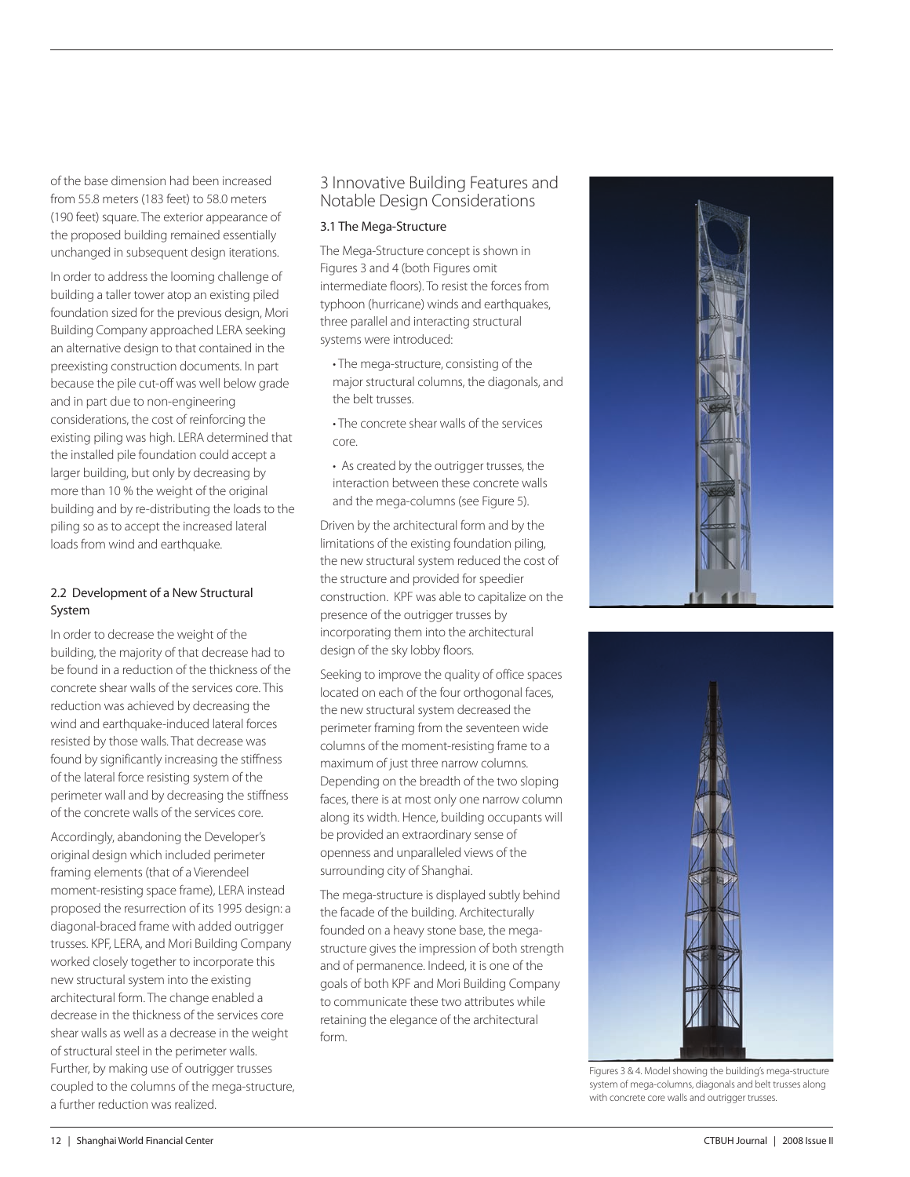of the base dimension had been increased from 55.8 meters (183 feet) to 58.0 meters (190 feet) square. The exterior appearance of the proposed building remained essentially unchanged in subsequent design iterations.

In order to address the looming challenge of building a taller tower atop an existing piled foundation sized for the previous design, Mori Building Company approached LERA seeking an alternative design to that contained in the preexisting construction documents. In part because the pile cut-off was well below grade and in part due to non-engineering considerations, the cost of reinforcing the existing piling was high. LERA determined that the installed pile foundation could accept a larger building, but only by decreasing by more than 10 % the weight of the original building and by re-distributing the loads to the piling so as to accept the increased lateral loads from wind and earthquake.

### 2.2 Development of a New Structural System

In order to decrease the weight of the building, the majority of that decrease had to be found in a reduction of the thickness of the concrete shear walls of the services core. This reduction was achieved by decreasing the wind and earthquake-induced lateral forces resisted by those walls. That decrease was found by significantly increasing the stiffness of the lateral force resisting system of the perimeter wall and by decreasing the stiffness of the concrete walls of the services core.

Accordingly, abandoning the Developer's original design which included perimeter framing elements (that of a Vierendeel moment-resisting space frame), LERA instead proposed the resurrection of its 1995 design: a diagonal-braced frame with added outrigger trusses. KPF, LERA, and Mori Building Company worked closely together to incorporate this new structural system into the existing architectural form. The change enabled a decrease in the thickness of the services core shear walls as well as a decrease in the weight of structural steel in the perimeter walls. Further, by making use of outrigger trusses coupled to the columns of the mega-structure, a further reduction was realized.

## 3 Innovative Building Features and Notable Design Considerations

### 3.1 The Mega-Structure

The Mega-Structure concept is shown in Figures 3 and 4 (both Figures omit intermediate floors). To resist the forces from typhoon (hurricane) winds and earthquakes, three parallel and interacting structural systems were introduced:

- The mega-structure, consisting of the major structural columns, the diagonals, and the belt trusses.
- The concrete shear walls of the services core.
- As created by the outrigger trusses, the interaction between these concrete walls and the mega-columns (see Figure 5).

Driven by the architectural form and by the limitations of the existing foundation piling, the new structural system reduced the cost of the structure and provided for speedier construction. KPF was able to capitalize on the presence of the outrigger trusses by incorporating them into the architectural design of the sky lobby floors.

Seeking to improve the quality of office spaces located on each of the four orthogonal faces, the new structural system decreased the perimeter framing from the seventeen wide columns of the moment-resisting frame to a maximum of just three narrow columns. Depending on the breadth of the two sloping faces, there is at most only one narrow column along its width. Hence, building occupants will be provided an extraordinary sense of openness and unparalleled views of the surrounding city of Shanghai.

The mega-structure is displayed subtly behind the facade of the building. Architecturally founded on a heavy stone base, the mega-structure gives the impression of both strength and of permanence. Indeed, it is one of the goals of both KPF and Mori Building Company to communicate these two attributes while retaining the elegance of the architectural form.

Figures 3 & 4. Model showing the building's mega-structure system of mega-columns, diagonals and belt trusses along with concrete core walls and outrigger trusses.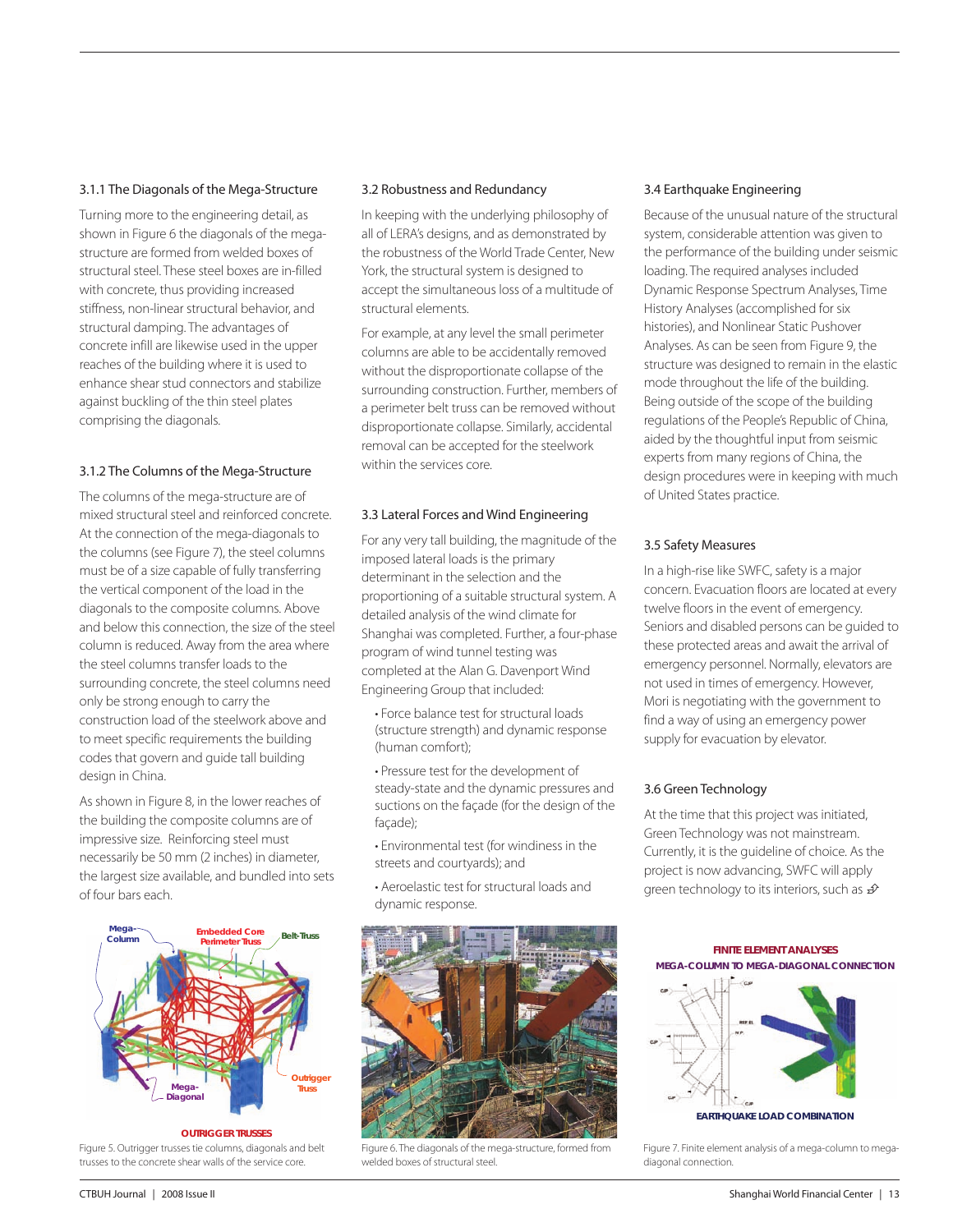### 3.1.1 The Diagonals of the Mega-Structure

Turning more to the engineering detail, as shown in Figure 6 the diagonals of the mega-structure are formed from welded boxes of structural steel. These steel boxes are in-filled with concrete, thus providing increased stiffness, non-linear structural behavior, and structural damping. The advantages of concrete infill are likewise used in the upper reaches of the building where it is used to enhance shear stud connectors and stabilize against buckling of the thin steel plates comprising the diagonals.

### 3.1.2 The Columns of the Mega-Structure

The columns of the mega-structure are of mixed structural steel and reinforced concrete. At the connection of the mega-diagonals to the columns (see Figure 7), the steel columns must be of a size capable of fully transferring the vertical component of the load in the diagonals to the composite columns. Above and below this connection, the size of the steel column is reduced. Away from the area where the steel columns transfer loads to the surrounding concrete, the steel columns need only be strong enough to carry the construction load of the steelwork above and to meet specific requirements the building codes that govern and guide tall building design in China.

As shown in Figure 8, in the lower reaches of the building the composite columns are of impressive size. Reinforcing steel must necessarily be 50 mm (2 inches) in diameter, the largest size available, and bundled into sets of four bars each.

Figure 5. Outrigger trusses tie columns, diagonals and belt trusses to the concrete shear walls of the service core.

### 3.2 Robustness and Redundancy

In keeping with the underlying philosophy of all of LERA's designs, and as demonstrated by the robustness of the World Trade Center, New York, the structural system is designed to accept the simultaneous loss of a multitude of structural elements.

For example, at any level the small perimeter columns are able to be accidentally removed without the disproportionate collapse of the surrounding construction. Further, members of a perimeter belt truss can be removed without disproportionate collapse. Similarly, accidental removal can be accepted for the steelwork within the services core.

### 3.3 Lateral Forces and Wind Engineering

For any very tall building, the magnitude of the imposed lateral loads is the primary determinant in the selection and the proportioning of a suitable structural system. A detailed analysis of the wind climate for Shanghai was completed. Further, a four-phase program of wind tunnel testing was completed at the Alan G. Davenport Wind Engineering Group that included:

- Force balance test for structural loads (structure strength) and dynamic response (human comfort);
- Pressure test for the development of steady-state and the dynamic pressures and suctions on the façade (for the design of the façade);
- Environmental test (for windiness in the streets and courtyards); and
- Aeroelastic test for structural loads and dynamic response.

Figure 6. The diagonals of the mega-structure, formed from welded boxes of structural steel.

### 3.4 Earthquake Engineering

Because of the unusual nature of the structural system, considerable attention was given to the performance of the building under seismic loading. The required analyses included Dynamic Response Spectrum Analyses, Time History Analyses (accomplished for six histories), and Nonlinear Static Pushover Analyses. As can be seen from Figure 9, the structure was designed to remain in the elastic mode throughout the life of the building. Being outside of the scope of the building regulations of the People's Republic of China, aided by the thoughtful input from seismic experts from many regions of China, the design procedures were in keeping with much of United States practice.

### 3.5 Safety Measures

In a high-rise like SWFC, safety is a major concern. Evacuation floors are located at every twelve floors in the event of emergency. Seniors and disabled persons can be guided to these protected areas and await the arrival of emergency personnel. Normally, elevators are not used in times of emergency. However, Mori is negotiating with the government to find a way of using an emergency power supply for evacuation by elevator.

### 3.6 Green Technology

At the time that this project was initiated, Green Technology was not mainstream. Currently, it is the guideline of choice. As the project is now advancing, SWFC will apply green technology to its interiors, such as

Figure 7. Finite element analysis of a mega-column to mega-diagonal connection.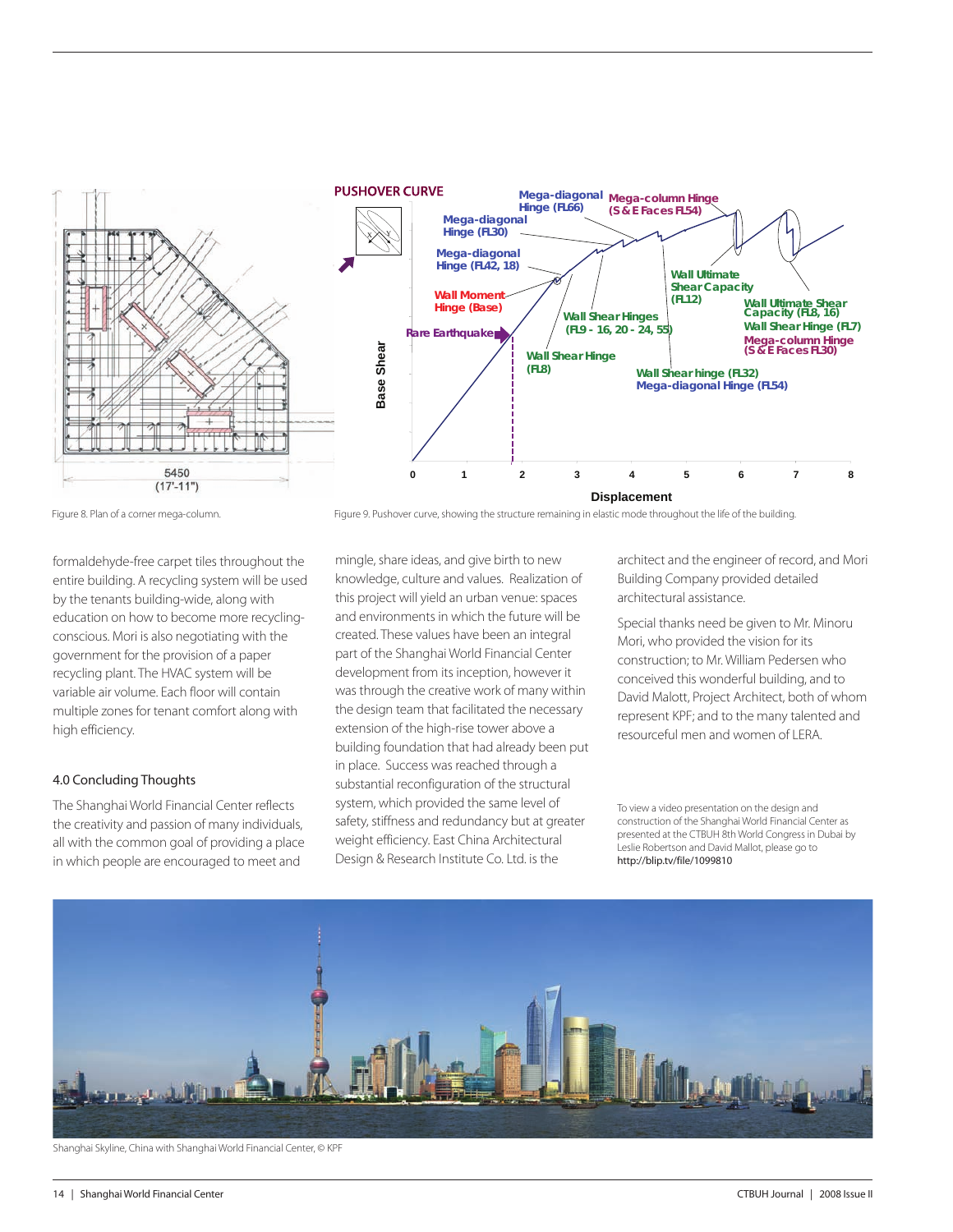5450
(17'-11")

Figure 8. Plan of a corner mega-column.

PUSHOVER CURVE

Mega-diagonal Hinge (FL66)

Mega-column Hinge (S & E Faces FL54)

Mega-diagonal Hinge (FL30)

Mega-diagonal Hinge (FL42, 18)

Wall Moment Hinge (Base)

Rare Earthquake

Wall Shear Hinges (FL9 - 16, 20 - 24, 55)

Wall Shear Hinge (FL8)

Wall Ultimate Shear Capacity (FL12)

Wall Ultimate Shear Capacity (FL8, 16)

Wall Shear Hinge (FL7)

Mega-column Hinge (S & E Faces FL30)

Wall Shear hinge (FL32)

Mega-diagonal Hinge (FL54)

Base Shear

0 1 2 3 4 5 6 7 8

Displacement

Figure 9. Pushover curve, showing the structure remaining in elastic mode throughout the life of the building.

formaldehyde-free carpet tiles throughout the entire building. A recycling system will be used by the tenants building-wide, along with education on how to become more recycling-conscious. Mori is also negotiating with the government for the provision of a paper recycling plant. The HVAC system will be variable air volume. Each floor will contain multiple zones for tenant comfort along with high efficiency.

## 4.0 Concluding Thoughts

The Shanghai World Financial Center reflects the creativity and passion of many individuals, all with the common goal of providing a place in which people are encouraged to meet and mingle, share ideas, and give birth to new knowledge, culture and values. Realization of this project will yield an urban venue: spaces and environments in which the future will be created. These values have been an integral part of the Shanghai World Financial Center development from its inception, however it was through the creative work of many within the design team that facilitated the necessary extension of the high-rise tower above a building foundation that had already been put in place. Success was reached through a substantial reconfiguration of the structural system, which provided the same level of safety, stiffness and redundancy but at greater weight efficiency. East China Architectural Design & Research Institute Co. Ltd. is the architect and the engineer of record, and Mori Building Company provided detailed architectural assistance.

Special thanks need be given to Mr. Minoru Mori, who provided the vision for its construction; to Mr. William Pedersen who conceived this wonderful building, and to David Malott, Project Architect, both of whom represent KPF; and to the many talented and resourceful men and women of LERA.

To view a video presentation on the design and construction of the Shanghai World Financial Center as presented at the CTBUH 8th World Congress in Dubai by Leslie Robertson and David Mallot, please go to http://blip.tv/file/1099810

Shanghai Skyline, China with Shanghai World Financial Center, © KPF